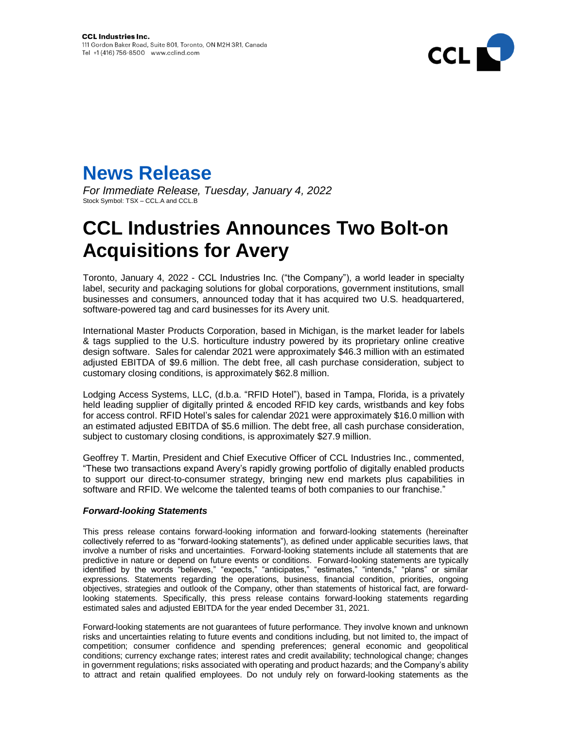**CCL Industries Inc.**
111 Gordon Baker Road, Suite 801, Toronto, ON M2H 3R1, Canada
Tel +1 (416) 756-8500 www.cclind.com

# News Release

*For Immediate Release, Tuesday, January 4, 2022*
Stock Symbol: TSX – CCL.A and CCL.B

# CCL Industries Announces Two Bolt-on Acquisitions for Avery

Toronto, January 4, 2022 - CCL Industries Inc. ("the Company"), a world leader in specialty label, security and packaging solutions for global corporations, government institutions, small businesses and consumers, announced today that it has acquired two U.S. headquartered, software-powered tag and card businesses for its Avery unit.

International Master Products Corporation, based in Michigan, is the market leader for labels & tags supplied to the U.S. horticulture industry powered by its proprietary online creative design software. Sales for calendar 2021 were approximately $46.3 million with an estimated adjusted EBITDA of $9.6 million. The debt free, all cash purchase consideration, subject to customary closing conditions, is approximately $62.8 million.

Lodging Access Systems, LLC, (d.b.a. "RFID Hotel"), based in Tampa, Florida, is a privately held leading supplier of digitally printed & encoded RFID key cards, wristbands and key fobs for access control. RFID Hotel's sales for calendar 2021 were approximately $16.0 million with an estimated adjusted EBITDA of $5.6 million. The debt free, all cash purchase consideration, subject to customary closing conditions, is approximately $27.9 million.

Geoffrey T. Martin, President and Chief Executive Officer of CCL Industries Inc., commented, "These two transactions expand Avery's rapidly growing portfolio of digitally enabled products to support our direct-to-consumer strategy, bringing new end markets plus capabilities in software and RFID. We welcome the talented teams of both companies to our franchise."

### *Forward-looking Statements*

This press release contains forward-looking information and forward-looking statements (hereinafter collectively referred to as "forward-looking statements"), as defined under applicable securities laws, that involve a number of risks and uncertainties. Forward-looking statements include all statements that are predictive in nature or depend on future events or conditions. Forward-looking statements are typically identified by the words "believes," "expects," "anticipates," "estimates," "intends," "plans" or similar expressions. Statements regarding the operations, business, financial condition, priorities, ongoing objectives, strategies and outlook of the Company, other than statements of historical fact, are forward-looking statements. Specifically, this press release contains forward-looking statements regarding estimated sales and adjusted EBITDA for the year ended December 31, 2021.

Forward-looking statements are not guarantees of future performance. They involve known and unknown risks and uncertainties relating to future events and conditions including, but not limited to, the impact of competition; consumer confidence and spending preferences; general economic and geopolitical conditions; currency exchange rates; interest rates and credit availability; technological change; changes in government regulations; risks associated with operating and product hazards; and the Company's ability to attract and retain qualified employees. Do not unduly rely on forward-looking statements as the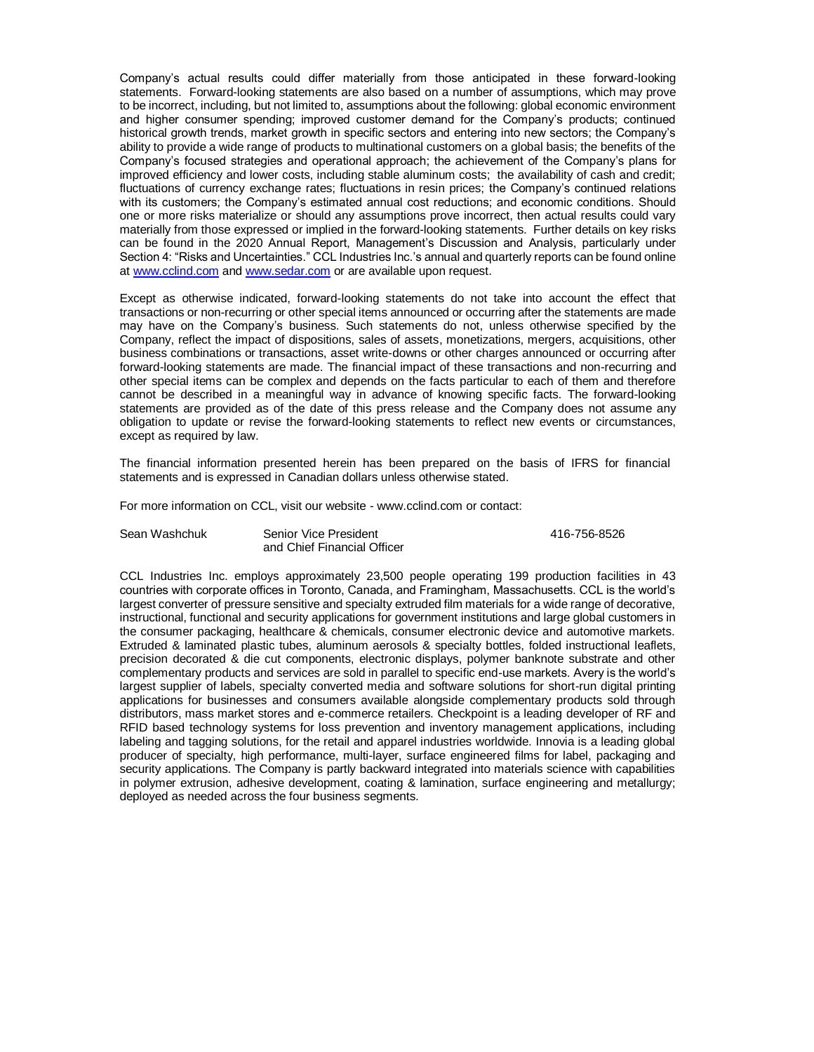Company's actual results could differ materially from those anticipated in these forward-looking statements. Forward-looking statements are also based on a number of assumptions, which may prove to be incorrect, including, but not limited to, assumptions about the following: global economic environment and higher consumer spending; improved customer demand for the Company's products; continued historical growth trends, market growth in specific sectors and entering into new sectors; the Company's ability to provide a wide range of products to multinational customers on a global basis; the benefits of the Company's focused strategies and operational approach; the achievement of the Company's plans for improved efficiency and lower costs, including stable aluminum costs; the availability of cash and credit; fluctuations of currency exchange rates; fluctuations in resin prices; the Company's continued relations with its customers; the Company's estimated annual cost reductions; and economic conditions. Should one or more risks materialize or should any assumptions prove incorrect, then actual results could vary materially from those expressed or implied in the forward-looking statements. Further details on key risks can be found in the 2020 Annual Report, Management's Discussion and Analysis, particularly under Section 4: "Risks and Uncertainties." CCL Industries Inc.'s annual and quarterly reports can be found online at [www.cclind.com](http://www.cclind.com) and [www.sedar.com](http://www.sedar.com) or are available upon request.

Except as otherwise indicated, forward-looking statements do not take into account the effect that transactions or non-recurring or other special items announced or occurring after the statements are made may have on the Company's business. Such statements do not, unless otherwise specified by the Company, reflect the impact of dispositions, sales of assets, monetizations, mergers, acquisitions, other business combinations or transactions, asset write-downs or other charges announced or occurring after forward-looking statements are made. The financial impact of these transactions and non-recurring and other special items can be complex and depends on the facts particular to each of them and therefore cannot be described in a meaningful way in advance of knowing specific facts. The forward-looking statements are provided as of the date of this press release and the Company does not assume any obligation to update or revise the forward-looking statements to reflect new events or circumstances, except as required by law.

The financial information presented herein has been prepared on the basis of IFRS for financial statements and is expressed in Canadian dollars unless otherwise stated.

For more information on CCL, visit our website - www.cclind.com or contact:

| | | |
|---|---|---|
| Sean Washchuk | Senior Vice President and Chief Financial Officer | 416-756-8526 |

CCL Industries Inc. employs approximately 23,500 people operating 199 production facilities in 43 countries with corporate offices in Toronto, Canada, and Framingham, Massachusetts. CCL is the world's largest converter of pressure sensitive and specialty extruded film materials for a wide range of decorative, instructional, functional and security applications for government institutions and large global customers in the consumer packaging, healthcare & chemicals, consumer electronic device and automotive markets. Extruded & laminated plastic tubes, aluminum aerosols & specialty bottles, folded instructional leaflets, precision decorated & die cut components, electronic displays, polymer banknote substrate and other complementary products and services are sold in parallel to specific end-use markets. Avery is the world's largest supplier of labels, specialty converted media and software solutions for short-run digital printing applications for businesses and consumers available alongside complementary products sold through distributors, mass market stores and e-commerce retailers. Checkpoint is a leading developer of RF and RFID based technology systems for loss prevention and inventory management applications, including labeling and tagging solutions, for the retail and apparel industries worldwide. Innovia is a leading global producer of specialty, high performance, multi-layer, surface engineered films for label, packaging and security applications. The Company is partly backward integrated into materials science with capabilities in polymer extrusion, adhesive development, coating & lamination, surface engineering and metallurgy; deployed as needed across the four business segments.